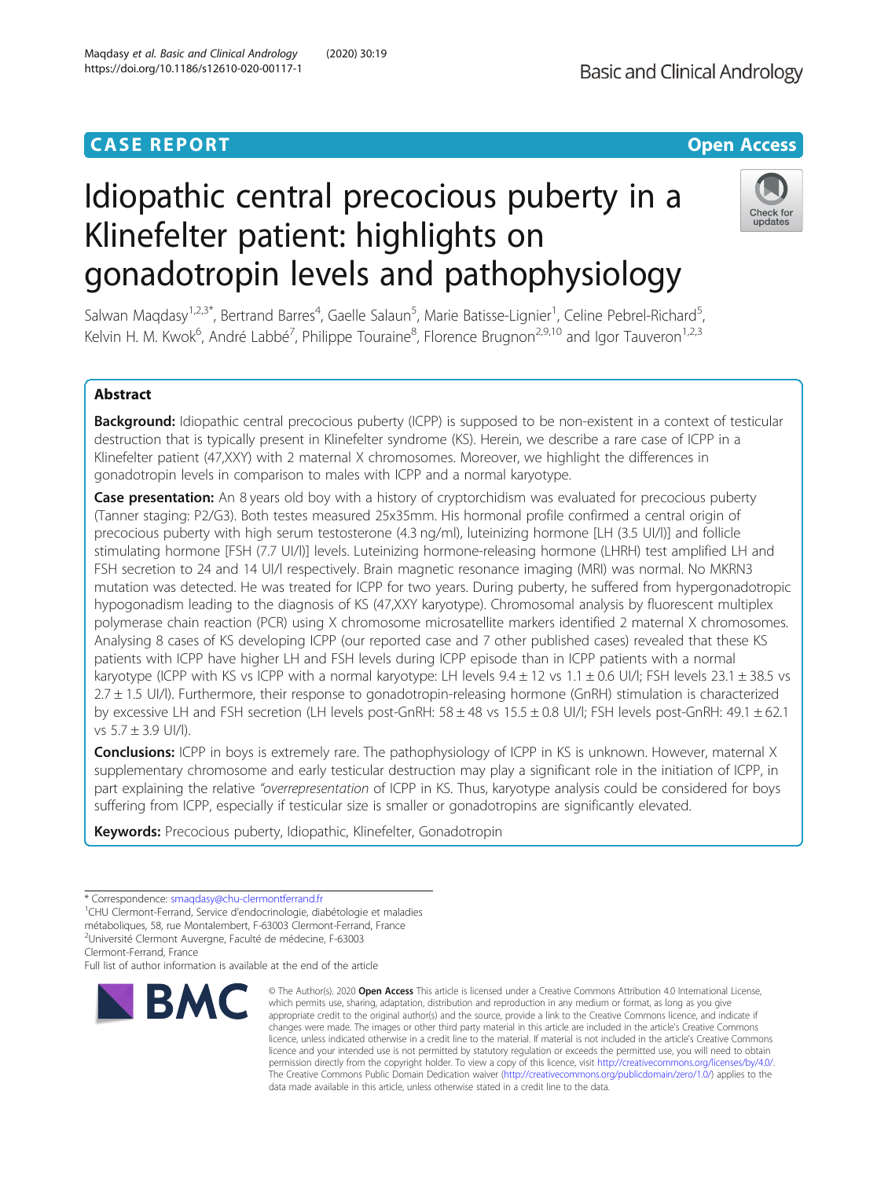CASE REPORT

Open Access

# Idiopathic central precocious puberty in a Klinefelter patient: highlights on gonadotropin levels and pathophysiology

Salwan Maqdasy[1,2,3*], Bertrand Barres[4], Gaelle Salaun[5], Marie Batisse-Lignier[1], Celine Pebrel-Richard[5], Kelvin H. M. Kwok[6], André Labbé[7], Philippe Touraine[8], Florence Brugnon[2,9,10] and Igor Tauveron[1,2,3]

## Abstract

**Background:** Idiopathic central precocious puberty (ICPP) is supposed to be non-existent in a context of testicular destruction that is typically present in Klinefelter syndrome (KS). Herein, we describe a rare case of ICPP in a Klinefelter patient (47,XXY) with 2 maternal X chromosomes. Moreover, we highlight the differences in gonadotropin levels in comparison to males with ICPP and a normal karyotype.

**Case presentation:** An 8 years old boy with a history of cryptorchidism was evaluated for precocious puberty (Tanner staging: P2/G3). Both testes measured 25x35mm. His hormonal profile confirmed a central origin of precocious puberty with high serum testosterone (4.3 ng/ml), luteinizing hormone [LH (3.5 UI/l)] and follicle stimulating hormone [FSH (7.7 UI/l)] levels. Luteinizing hormone-releasing hormone (LHRH) test amplified LH and FSH secretion to 24 and 14 UI/l respectively. Brain magnetic resonance imaging (MRI) was normal. No MKRN3 mutation was detected. He was treated for ICPP for two years. During puberty, he suffered from hypergonadotropic hypogonadism leading to the diagnosis of KS (47,XXY karyotype). Chromosomal analysis by fluorescent multiplex polymerase chain reaction (PCR) using X chromosome microsatellite markers identified 2 maternal X chromosomes. Analysing 8 cases of KS developing ICPP (our reported case and 7 other published cases) revealed that these KS patients with ICPP have higher LH and FSH levels during ICPP episode than in ICPP patients with a normal karyotype (ICPP with KS vs ICPP with a normal karyotype: LH levels 9.4 ± 12 vs 1.1 ± 0.6 UI/l; FSH levels 23.1 ± 38.5 vs 2.7 ± 1.5 UI/l). Furthermore, their response to gonadotropin-releasing hormone (GnRH) stimulation is characterized by excessive LH and FSH secretion (LH levels post-GnRH: 58 ± 48 vs 15.5 ± 0.8 UI/l; FSH levels post-GnRH: 49.1 ± 62.1 vs 5.7 ± 3.9 UI/l).

**Conclusions:** ICPP in boys is extremely rare. The pathophysiology of ICPP in KS is unknown. However, maternal X supplementary chromosome and early testicular destruction may play a significant role in the initiation of ICPP, in part explaining the relative *"overrepresentation* of ICPP in KS. Thus, karyotype analysis could be considered for boys suffering from ICPP, especially if testicular size is smaller or gonadotropins are significantly elevated.

**Keywords:** Precocious puberty, Idiopathic, Klinefelter, Gonadotropin

---

* Correspondence: smaqdasy@chu-clermontferrand.fr
[1]CHU Clermont-Ferrand, Service d'endocrinologie, diabétologie et maladies métaboliques, 58, rue Montalembert, F-63003 Clermont-Ferrand, France
[2]Université Clermont Auvergne, Faculté de médecine, F-63003 Clermont-Ferrand, France
Full list of author information is available at the end of the article

© The Author(s). 2020 **Open Access** This article is licensed under a Creative Commons Attribution 4.0 International License, which permits use, sharing, adaptation, distribution and reproduction in any medium or format, as long as you give appropriate credit to the original author(s) and the source, provide a link to the Creative Commons licence, and indicate if changes were made. The images or other third party material in this article are included in the article's Creative Commons licence, unless indicated otherwise in a credit line to the material. If material is not included in the article's Creative Commons licence and your intended use is not permitted by statutory regulation or exceeds the permitted use, you will need to obtain permission directly from the copyright holder. To view a copy of this licence, visit http://creativecommons.org/licenses/by/4.0/. The Creative Commons Public Domain Dedication waiver (http://creativecommons.org/publicdomain/zero/1.0/) applies to the data made available in this article, unless otherwise stated in a credit line to the data.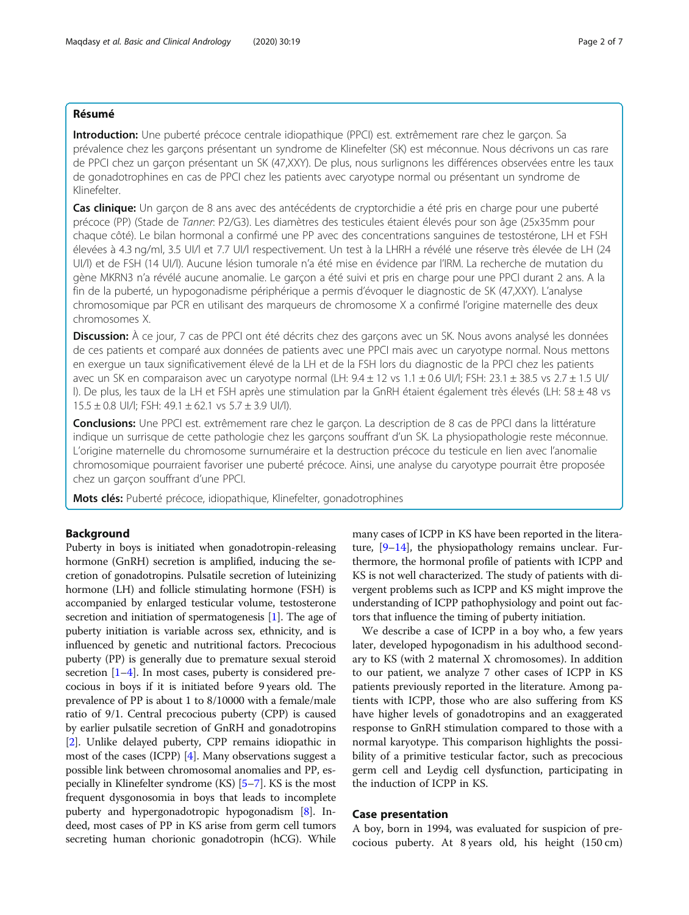## Résumé

**Introduction:** Une puberté précoce centrale idiopathique (PPCI) est. extrêmement rare chez le garçon. Sa prévalence chez les garçons présentant un syndrome de Klinefelter (SK) est méconnue. Nous décrivons un cas rare de PPCI chez un garçon présentant un SK (47,XXY). De plus, nous surlignons les différences observées entre les taux de gonadotrophines en cas de PPCI chez les patients avec caryotype normal ou présentant un syndrome de Klinefelter.

**Cas clinique:** Un garçon de 8 ans avec des antécédents de cryptorchidie a été pris en charge pour une puberté précoce (PP) (Stade de *Tanner*: P2/G3). Les diamètres des testicules étaient élevés pour son âge (25x35mm pour chaque côté). Le bilan hormonal a confirmé une PP avec des concentrations sanguines de testostérone, LH et FSH élevées à 4.3 ng/ml, 3.5 UI/l et 7.7 UI/l respectivement. Un test à la LHRH a révélé une réserve très élevée de LH (24 UI/l) et de FSH (14 UI/l). Aucune lésion tumorale n'a été mise en évidence par l'IRM. La recherche de mutation du gène MKRN3 n'a révélé aucune anomalie. Le garçon a été suivi et pris en charge pour une PPCI durant 2 ans. A la fin de la puberté, un hypogonadisme périphérique a permis d'évoquer le diagnostic de SK (47,XXY). L'analyse chromosomique par PCR en utilisant des marqueurs de chromosome X a confirmé l'origine maternelle des deux chromosomes X.

**Discussion:** À ce jour, 7 cas de PPCI ont été décrits chez des garçons avec un SK. Nous avons analysé les données de ces patients et comparé aux données de patients avec une PPCI mais avec un caryotype normal. Nous mettons en exergue un taux significativement élevé de la LH et de la FSH lors du diagnostic de la PPCI chez les patients avec un SK en comparaison avec un caryotype normal (LH: 9.4 ± 12 vs 1.1 ± 0.6 UI/l; FSH: 23.1 ± 38.5 vs 2.7 ± 1.5 UI/l). De plus, les taux de la LH et FSH après une stimulation par la GnRH étaient également très élevés (LH: 58 ± 48 vs 15.5 ± 0.8 UI/l; FSH: 49.1 ± 62.1 vs 5.7 ± 3.9 UI/l).

**Conclusions:** Une PPCI est. extrêmement rare chez le garçon. La description de 8 cas de PPCI dans la littérature indique un surrisque de cette pathologie chez les garçons souffrant d'un SK. La physiopathologie reste méconnue. L'origine maternelle du chromosome surnuméraire et la destruction précoce du testicule en lien avec l'anomalie chromosomique pourraient favoriser une puberté précoce. Ainsi, une analyse du caryotype pourrait être proposée chez un garçon souffrant d'une PPCI.

**Mots clés:** Puberté précoce, idiopathique, Klinefelter, gonadotrophines

## Background

Puberty in boys is initiated when gonadotropin-releasing hormone (GnRH) secretion is amplified, inducing the secretion of gonadotropins. Pulsatile secretion of luteinizing hormone (LH) and follicle stimulating hormone (FSH) is accompanied by enlarged testicular volume, testosterone secretion and initiation of spermatogenesis [1]. The age of puberty initiation is variable across sex, ethnicity, and is influenced by genetic and nutritional factors. Precocious puberty (PP) is generally due to premature sexual steroid secretion [1–4]. In most cases, puberty is considered precocious in boys if it is initiated before 9 years old. The prevalence of PP is about 1 to 8/10000 with a female/male ratio of 9/1. Central precocious puberty (CPP) is caused by earlier pulsatile secretion of GnRH and gonadotropins [2]. Unlike delayed puberty, CPP remains idiopathic in most of the cases (ICPP) [4]. Many observations suggest a possible link between chromosomal anomalies and PP, especially in Klinefelter syndrome (KS) [5–7]. KS is the most frequent dysgonosomia in boys that leads to incomplete puberty and hypergonadotropic hypogonadism [8]. Indeed, most cases of PP in KS arise from germ cell tumors secreting human chorionic gonadotropin (hCG). While many cases of ICPP in KS have been reported in the literature, [9–14], the physiopathology remains unclear. Furthermore, the hormonal profile of patients with ICPP and KS is not well characterized. The study of patients with divergent problems such as ICPP and KS might improve the understanding of ICPP pathophysiology and point out factors that influence the timing of puberty initiation.

We describe a case of ICPP in a boy who, a few years later, developed hypogonadism in his adulthood secondary to KS (with 2 maternal X chromosomes). In addition to our patient, we analyze 7 other cases of ICPP in KS patients previously reported in the literature. Among patients with ICPP, those who are also suffering from KS have higher levels of gonadotropins and an exaggerated response to GnRH stimulation compared to those with a normal karyotype. This comparison highlights the possibility of a primitive testicular factor, such as precocious germ cell and Leydig cell dysfunction, participating in the induction of ICPP in KS.

## Case presentation

A boy, born in 1994, was evaluated for suspicion of precocious puberty. At 8 years old, his height (150 cm)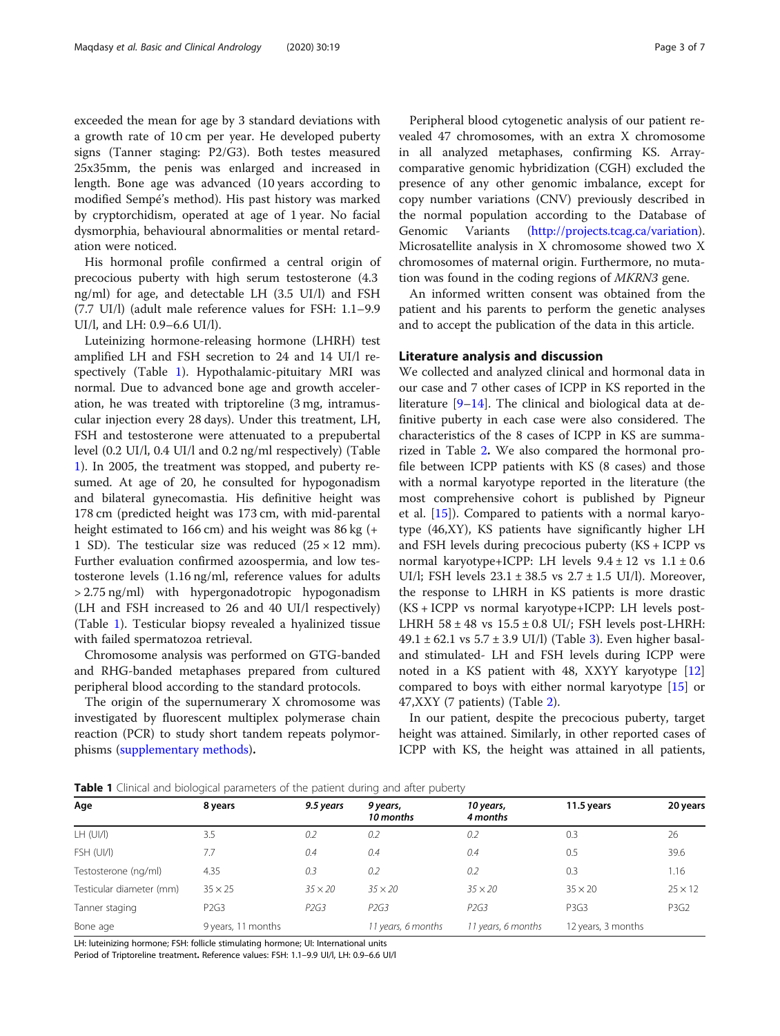exceeded the mean for age by 3 standard deviations with a growth rate of 10 cm per year. He developed puberty signs (Tanner staging: P2/G3). Both testes measured 25x35mm, the penis was enlarged and increased in length. Bone age was advanced (10 years according to modified Sempé's method). His past history was marked by cryptorchidism, operated at age of 1 year. No facial dysmorphia, behavioural abnormalities or mental retardation were noticed.

His hormonal profile confirmed a central origin of precocious puberty with high serum testosterone (4.3 ng/ml) for age, and detectable LH (3.5 UI/l) and FSH (7.7 UI/l) (adult male reference values for FSH: 1.1–9.9 UI/l, and LH: 0.9–6.6 UI/l).

Luteinizing hormone-releasing hormone (LHRH) test amplified LH and FSH secretion to 24 and 14 UI/l respectively (Table 1). Hypothalamic-pituitary MRI was normal. Due to advanced bone age and growth acceleration, he was treated with triptoreline (3 mg, intramuscular injection every 28 days). Under this treatment, LH, FSH and testosterone were attenuated to a prepubertal level (0.2 UI/l, 0.4 UI/l and 0.2 ng/ml respectively) (Table 1). In 2005, the treatment was stopped, and puberty resumed. At age of 20, he consulted for hypogonadism and bilateral gynecomastia. His definitive height was 178 cm (predicted height was 173 cm, with mid-parental height estimated to 166 cm) and his weight was 86 kg (+ 1 SD). The testicular size was reduced (25 × 12 mm). Further evaluation confirmed azoospermia, and low testosterone levels (1.16 ng/ml, reference values for adults > 2.75 ng/ml) with hypergonadotropic hypogonadism (LH and FSH increased to 26 and 40 UI/l respectively) (Table 1). Testicular biopsy revealed a hyalinized tissue with failed spermatozoa retrieval.

Chromosome analysis was performed on GTG-banded and RHG-banded metaphases prepared from cultured peripheral blood according to the standard protocols.

The origin of the supernumerary X chromosome was investigated by fluorescent multiplex polymerase chain reaction (PCR) to study short tandem repeats polymorphisms (supplementary methods).

Peripheral blood cytogenetic analysis of our patient revealed 47 chromosomes, with an extra X chromosome in all analyzed metaphases, confirming KS. Array-comparative genomic hybridization (CGH) excluded the presence of any other genomic imbalance, except for copy number variations (CNV) previously described in the normal population according to the Database of Genomic Variants (http://projects.tcag.ca/variation). Microsatellite analysis in X chromosome showed two X chromosomes of maternal origin. Furthermore, no mutation was found in the coding regions of *MKRN3* gene.

An informed written consent was obtained from the patient and his parents to perform the genetic analyses and to accept the publication of the data in this article.

## Literature analysis and discussion

We collected and analyzed clinical and hormonal data in our case and 7 other cases of ICPP in KS reported in the literature [9–14]. The clinical and biological data at definitive puberty in each case were also considered. The characteristics of the 8 cases of ICPP in KS are summarized in Table 2. We also compared the hormonal profile between ICPP patients with KS (8 cases) and those with a normal karyotype reported in the literature (the most comprehensive cohort is published by Pigneur et al. [15]). Compared to patients with a normal karyotype (46,XY), KS patients have significantly higher LH and FSH levels during precocious puberty (KS + ICPP vs normal karyotype+ICPP: LH levels 9.4 ± 12 vs 1.1 ± 0.6 UI/l; FSH levels 23.1 ± 38.5 vs 2.7 ± 1.5 UI/l). Moreover, the response to LHRH in KS patients is more drastic (KS + ICPP vs normal karyotype+ICPP: LH levels post-LHRH 58 ± 48 vs 15.5 ± 0.8 UI/; FSH levels post-LHRH: 49.1 ± 62.1 vs 5.7 ± 3.9 UI/l) (Table 3). Even higher basal- and stimulated- LH and FSH levels during ICPP were noted in a KS patient with 48, XXYY karyotype [12] compared to boys with either normal karyotype [15] or 47,XXY (7 patients) (Table 2).

In our patient, despite the precocious puberty, target height was attained. Similarly, in other reported cases of ICPP with KS, the height was attained in all patients,

**Table 1** Clinical and biological parameters of the patient during and after puberty

| Age | 8 years | *9.5 years* | *9 years, 10 months* | *10 years, 4 months* | 11.5 years | 20 years |
|---|---|---|---|---|---|---|
| LH (UI/l) | 3.5 | *0.2* | *0.2* | *0.2* | 0.3 | 26 |
| FSH (UI/l) | 7.7 | *0.4* | *0.4* | *0.4* | 0.5 | 39.6 |
| Testosterone (ng/ml) | 4.35 | *0.3* | *0.2* | *0.2* | 0.3 | 1.16 |
| Testicular diameter (mm) | 35 × 25 | *35 × 20* | *35 × 20* | *35 × 20* | 35 × 20 | 25 × 12 |
| Tanner staging | P2G3 | *P2G3* | *P2G3* | *P2G3* | P3G3 | P3G2 |
| Bone age | 9 years, 11 months | | *11 years, 6 months* | *11 years, 6 months* | 12 years, 3 months | |

LH: luteinizing hormone; FSH: follicle stimulating hormone; UI: International units

Period of Triptoreline treatment. Reference values: FSH: 1.1–9.9 UI/l, LH: 0.9–6.6 UI/l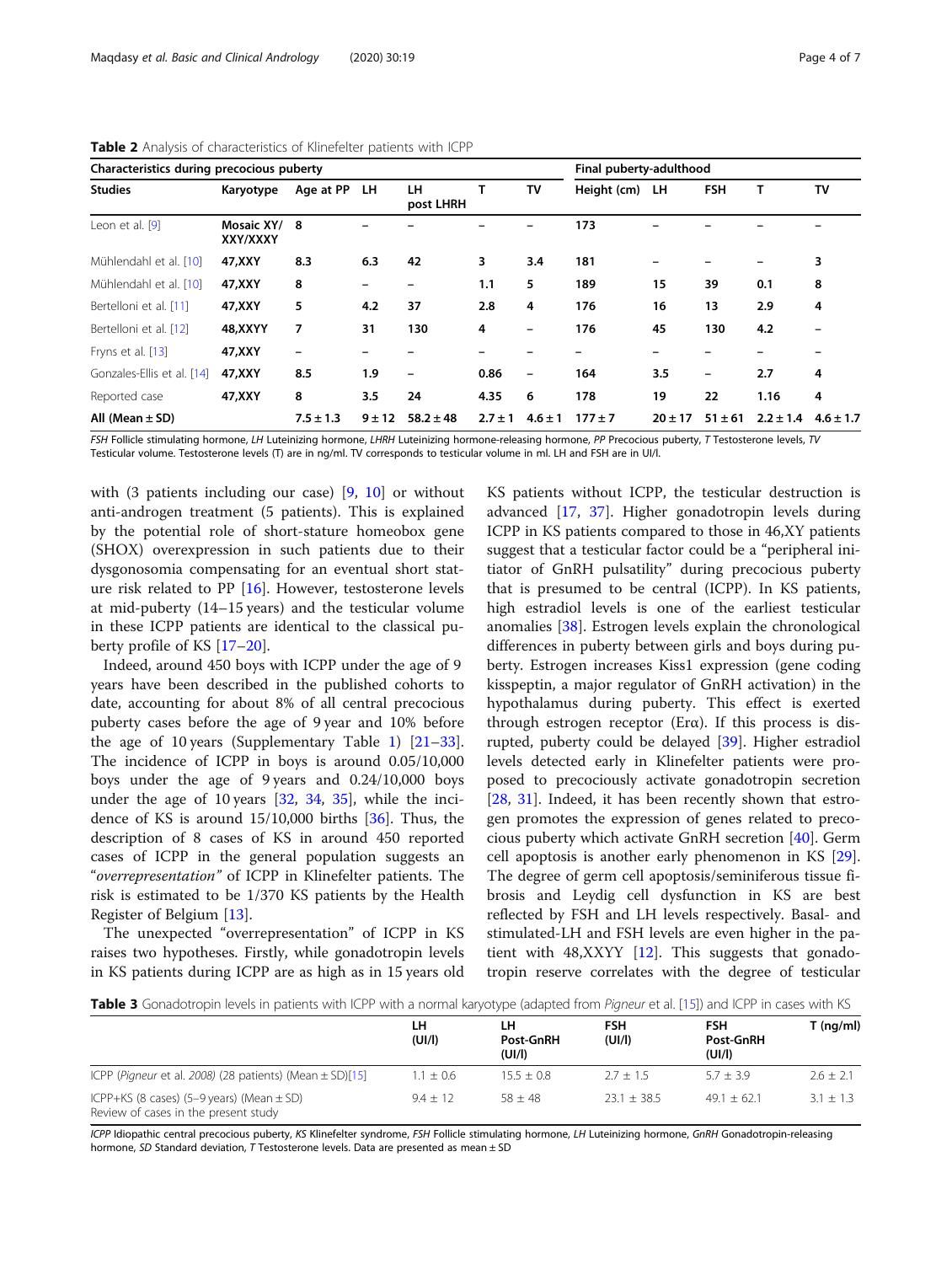**Table 2** Analysis of characteristics of Klinefelter patients with ICPP

| Characteristics during precocious puberty | | | | | | | Final puberty-adulthood | | | | |
|---|---|---|---|---|---|---|---|---|---|---|---|
| **Studies** | **Karyotype** | **Age at PP** | **LH** | **LH post LHRH** | **T** | **TV** | **Height (cm)** | **LH** | **FSH** | **T** | **TV** |
| Leon et al. [9] | **Mosaic XY/ XXY/XXXY** | **8** | **–** | **–** | **–** | **–** | **173** | **–** | **–** | **–** | **–** |
| Mühlendahl et al. [10] | **47,XXY** | **8.3** | **6.3** | **42** | **3** | **3.4** | **181** | **–** | **–** | **–** | **3** |
| Mühlendahl et al. [10] | **47,XXY** | **8** | **–** | **–** | **1.1** | **5** | **189** | **15** | **39** | **0.1** | **8** |
| Bertelloni et al. [11] | **47,XXY** | **5** | **4.2** | **37** | **2.8** | **4** | **176** | **16** | **13** | **2.9** | **4** |
| Bertelloni et al. [12] | **48,XXYY** | **7** | **31** | **130** | **4** | **–** | **176** | **45** | **130** | **4.2** | **–** |
| Fryns et al. [13] | **47,XXY** | **–** | **–** | **–** | **–** | **–** | **–** | **–** | **–** | **–** | **–** |
| Gonzales-Ellis et al. [14] | **47,XXY** | **8.5** | **1.9** | **–** | **0.86** | **–** | **164** | **3.5** | **–** | **2.7** | **4** |
| Reported case | **47,XXY** | **8** | **3.5** | **24** | **4.35** | **6** | **178** | **19** | **22** | **1.16** | **4** |
| **All (Mean ± SD)** | | **7.5 ± 1.3** | **9 ± 12** | **58.2 ± 48** | **2.7 ± 1** | **4.6 ± 1** | **177 ± 7** | **20 ± 17** | **51 ± 61** | **2.2 ± 1.4** | **4.6 ± 1.7** |

*FSH* Follicle stimulating hormone, *LH* Luteinizing hormone, *LHRH* Luteinizing hormone-releasing hormone, *PP* Precocious puberty, *T* Testosterone levels, *TV* Testicular volume. Testosterone levels (T) are in ng/ml. TV corresponds to testicular volume in ml. LH and FSH are in UI/l.

with (3 patients including our case) [9, 10] or without anti-androgen treatment (5 patients). This is explained by the potential role of short-stature homeobox gene (SHOX) overexpression in such patients due to their dysgonosomia compensating for an eventual short stature risk related to PP [16]. However, testosterone levels at mid-puberty (14–15 years) and the testicular volume in these ICPP patients are identical to the classical puberty profile of KS [17–20].

Indeed, around 450 boys with ICPP under the age of 9 years have been described in the published cohorts to date, accounting for about 8% of all central precocious puberty cases before the age of 9 year and 10% before the age of 10 years (Supplementary Table 1) [21–33]. The incidence of ICPP in boys is around 0.05/10,000 boys under the age of 9 years and 0.24/10,000 boys under the age of 10 years [32, 34, 35], while the incidence of KS is around 15/10,000 births [36]. Thus, the description of 8 cases of KS in around 450 reported cases of ICPP in the general population suggests an "*overrepresentation*" of ICPP in Klinefelter patients. The risk is estimated to be 1/370 KS patients by the Health Register of Belgium [13].

The unexpected "overrepresentation" of ICPP in KS raises two hypotheses. Firstly, while gonadotropin levels in KS patients during ICPP are as high as in 15 years old KS patients without ICPP, the testicular destruction is advanced [17, 37]. Higher gonadotropin levels during ICPP in KS patients compared to those in 46,XY patients suggest that a testicular factor could be a "peripheral initiator of GnRH pulsatility" during precocious puberty that is presumed to be central (ICPP). In KS patients, high estradiol levels is one of the earliest testicular anomalies [38]. Estrogen levels explain the chronological differences in puberty between girls and boys during puberty. Estrogen increases Kiss1 expression (gene coding kisspeptin, a major regulator of GnRH activation) in the hypothalamus during puberty. This effect is exerted through estrogen receptor (Erα). If this process is disrupted, puberty could be delayed [39]. Higher estradiol levels detected early in Klinefelter patients were proposed to precociously activate gonadotropin secretion [28, 31]. Indeed, it has been recently shown that estrogen promotes the expression of genes related to precocious puberty which activate GnRH secretion [40]. Germ cell apoptosis is another early phenomenon in KS [29]. The degree of germ cell apoptosis/seminiferous tissue fibrosis and Leydig cell dysfunction in KS are best reflected by FSH and LH levels respectively. Basal- and stimulated-LH and FSH levels are even higher in the patient with 48,XXYY [12]. This suggests that gonadotropin reserve correlates with the degree of testicular

**Table 3** Gonadotropin levels in patients with ICPP with a normal karyotype (adapted from *Pigneur* et al. [15]) and ICPP in cases with KS

| | LH (UI/l) | LH Post-GnRH (UI/l) | FSH (UI/l) | FSH Post-GnRH (UI/l) | T (ng/ml) |
|---|---|---|---|---|---|
| ICPP (*Pigneur* et al. 2008) (28 patients) (Mean ± SD)[15] | 1.1 ± 0.6 | 15.5 ± 0.8 | 2.7 ± 1.5 | 5.7 ± 3.9 | 2.6 ± 2.1 |
| ICPP+KS (8 cases) (5–9 years) (Mean ± SD) Review of cases in the present study | 9.4 ± 12 | 58 ± 48 | 23.1 ± 38.5 | 49.1 ± 62.1 | 3.1 ± 1.3 |

*ICPP* Idiopathic central precocious puberty, *KS* Klinefelter syndrome, *FSH* Follicle stimulating hormone, *LH* Luteinizing hormone, *GnRH* Gonadotropin-releasing hormone, *SD* Standard deviation, *T* Testosterone levels. Data are presented as mean ± SD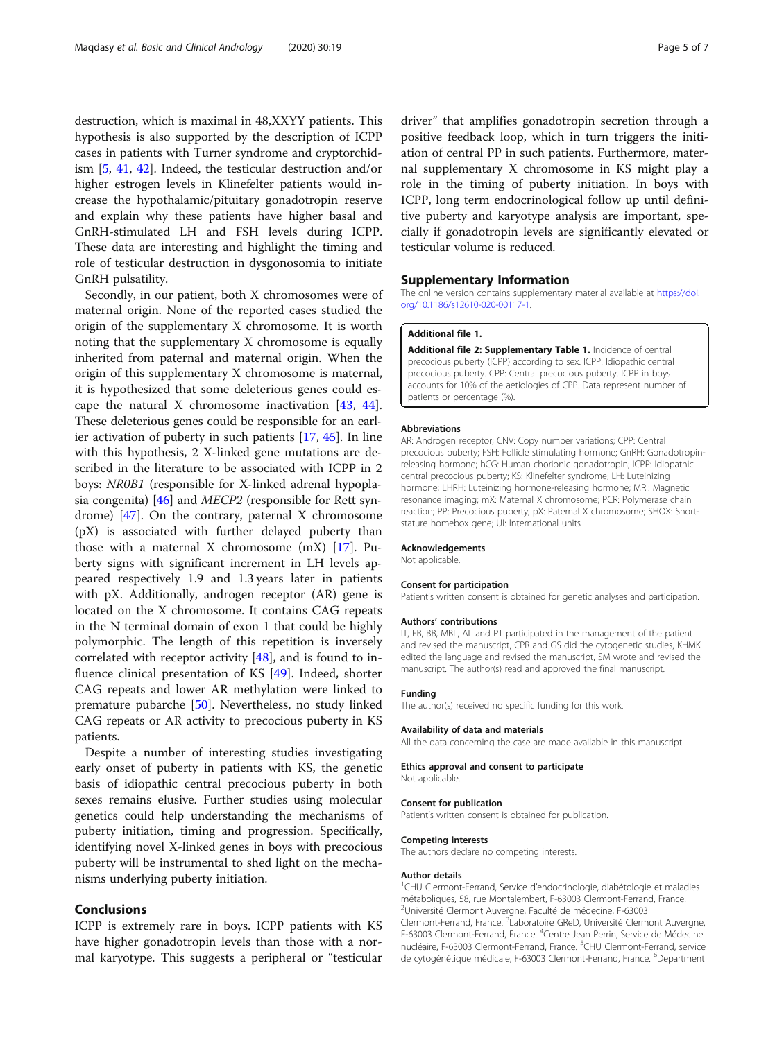destruction, which is maximal in 48,XXYY patients. This hypothesis is also supported by the description of ICPP cases in patients with Turner syndrome and cryptorchidism [5, 41, 42]. Indeed, the testicular destruction and/or higher estrogen levels in Klinefelter patients would increase the hypothalamic/pituitary gonadotropin reserve and explain why these patients have higher basal and GnRH-stimulated LH and FSH levels during ICPP. These data are interesting and highlight the timing and role of testicular destruction in dysgonosomia to initiate GnRH pulsatility.

Secondly, in our patient, both X chromosomes were of maternal origin. None of the reported cases studied the origin of the supplementary X chromosome. It is worth noting that the supplementary X chromosome is equally inherited from paternal and maternal origin. When the origin of this supplementary X chromosome is maternal, it is hypothesized that some deleterious genes could escape the natural X chromosome inactivation [43, 44]. These deleterious genes could be responsible for an earlier activation of puberty in such patients [17, 45]. In line with this hypothesis, 2 X-linked gene mutations are described in the literature to be associated with ICPP in 2 boys: *NR0B1* (responsible for X-linked adrenal hypoplasia congenita) [46] and *MECP2* (responsible for Rett syndrome) [47]. On the contrary, paternal X chromosome (pX) is associated with further delayed puberty than those with a maternal X chromosome (mX) [17]. Puberty signs with significant increment in LH levels appeared respectively 1.9 and 1.3 years later in patients with pX. Additionally, androgen receptor (AR) gene is located on the X chromosome. It contains CAG repeats in the N terminal domain of exon 1 that could be highly polymorphic. The length of this repetition is inversely correlated with receptor activity [48], and is found to influence clinical presentation of KS [49]. Indeed, shorter CAG repeats and lower AR methylation were linked to premature pubarche [50]. Nevertheless, no study linked CAG repeats or AR activity to precocious puberty in KS patients.

Despite a number of interesting studies investigating early onset of puberty in patients with KS, the genetic basis of idiopathic central precocious puberty in both sexes remains elusive. Further studies using molecular genetics could help understanding the mechanisms of puberty initiation, timing and progression. Specifically, identifying novel X-linked genes in boys with precocious puberty will be instrumental to shed light on the mechanisms underlying puberty initiation.

## Conclusions

ICPP is extremely rare in boys. ICPP patients with KS have higher gonadotropin levels than those with a normal karyotype. This suggests a peripheral or "testicular driver" that amplifies gonadotropin secretion through a positive feedback loop, which in turn triggers the initiation of central PP in such patients. Furthermore, maternal supplementary X chromosome in KS might play a role in the timing of puberty initiation. In boys with ICPP, long term endocrinological follow up until definitive puberty and karyotype analysis are important, specially if gonadotropin levels are significantly elevated or testicular volume is reduced.

## Supplementary Information

The online version contains supplementary material available at https://doi.org/10.1186/s12610-020-00117-1.

**Additional file 1.**

**Additional file 2: Supplementary Table 1.** Incidence of central precocious puberty (ICPP) according to sex. ICPP: Idiopathic central precocious puberty. CPP: Central precocious puberty. ICPP in boys accounts for 10% of the aetiologies of CPP. Data represent number of patients or percentage (%).

### Abbreviations

AR: Androgen receptor; CNV: Copy number variations; CPP: Central precocious puberty; FSH: Follicle stimulating hormone; GnRH: Gonadotropin-releasing hormone; hCG: Human chorionic gonadotropin; ICPP: Idiopathic central precocious puberty; KS: Klinefelter syndrome; LH: Luteinizing hormone; LHRH: Luteinizing hormone-releasing hormone; MRI: Magnetic resonance imaging; mX: Maternal X chromosome; PCR: Polymerase chain reaction; PP: Precocious puberty; pX: Paternal X chromosome; SHOX: Short-stature homebox gene; UI: International units

### Acknowledgements

Not applicable.

### Consent for participation

Patient's written consent is obtained for genetic analyses and participation.

### Authors' contributions

IT, FB, BB, MBL, AL and PT participated in the management of the patient and revised the manuscript, CPR and GS did the cytogenetic studies, KHMK edited the language and revised the manuscript, SM wrote and revised the manuscript. The author(s) read and approved the final manuscript.

### Funding

The author(s) received no specific funding for this work.

### Availability of data and materials

All the data concerning the case are made available in this manuscript.

### Ethics approval and consent to participate

Not applicable.

### Consent for publication

Patient's written consent is obtained for publication.

### Competing interests

The authors declare no competing interests.

### Author details

[1]CHU Clermont-Ferrand, Service d'endocrinologie, diabétologie et maladies métaboliques, 58, rue Montalembert, F-63003 Clermont-Ferrand, France. [2]Université Clermont Auvergne, Faculté de médecine, F-63003 Clermont-Ferrand, France. [3]Laboratoire GReD, Université Clermont Auvergne, F-63003 Clermont-Ferrand, France. [4]Centre Jean Perrin, Service de Médecine nucléaire, F-63003 Clermont-Ferrand, France. [5]CHU Clermont-Ferrand, service de cytogénétique médicale, F-63003 Clermont-Ferrand, France. [6]Department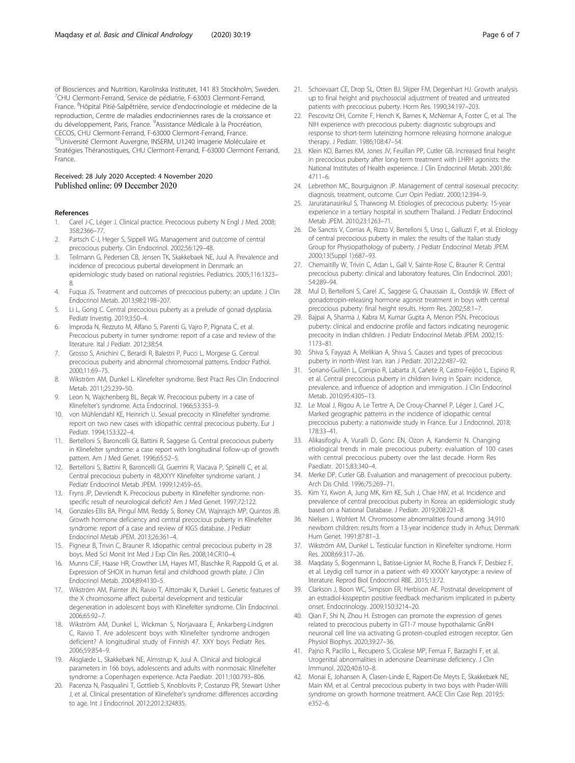of Biosciences and Nutrition, Karolinska Institutet, 141 83 Stockholm, Sweden. [7]CHU Clermont-Ferrand, Service de pédiatrie, F-63003 Clermont-Ferrand, France. [8]Hôpital Pitié-Salpêtrière, service d'endocrinologie et médecine de la reproduction, Centre de maladies endocriniennes rares de la croissance et du développement, Paris, France. [9]Assistance Médicale à la Procréation, CECOS, CHU Clermont-Ferrand, F-63000 Clermont-Ferrand, France. [10]Université Clermont Auvergne, INSERM, U1240 Imagerie Moléculaire et Stratégies Théranostiques, CHU Clermont-Ferrand, F-63000 Clermont Ferrand, France.

Received: 28 July 2020 Accepted: 4 November 2020
Published online: 09 December 2020

## References

1. Carel J-C, Léger J. Clinical practice. Precocious puberty N Engl J Med. 2008; 358:2366–77.
2. Partsch C-J, Heger S, Sippell WG. Management and outcome of central precocious puberty. Clin Endocrinol. 2002;56:129–48.
3. Teilmann G, Pedersen CB, Jensen TK, Skakkebaek NE, Juul A. Prevalence and incidence of precocious pubertal development in Denmark: an epidemiologic study based on national registries. Pediatrics. 2005;116:1323–8.
4. Fuqua JS. Treatment and outcomes of precocious puberty: an update. J Clin Endocrinol Metab. 2013;98:2198–207.
5. Li L, Gong C. Central precocious puberty as a prelude of gonad dysplasia. Pediatr Investig. 2019;3:50–4.
6. Improda N, Rezzuto M, Alfano S, Parenti G, Vajro P, Pignata C, et al. Precocious puberty in turner syndrome: report of a case and review of the literature. Ital J Pediatr. 2012;38:54.
7. Grosso S, Anichini C, Berardi R, Balestri P, Pucci L, Morgese G. Central precocious puberty and abnormal chromosomal patterns. Endocr Pathol. 2000;11:69–75.
8. Wikström AM, Dunkel L. Klinefelter syndrome. Best Pract Res Clin Endocrinol Metab. 2011;25:239–50.
9. Leon N, Wajchenberg BL, Beçak W. Precocious puberty in a case of Klinefelter's syndrome. Acta Endocrinol. 1966;53:353–9.
10. von Mühlendahl KE, Heinrich U. Sexual precocity in Klinefelter syndrome: report on two new cases with idiopathic central precocious puberty. Eur J Pediatr. 1994;153:322–4.
11. Bertelloni S, Baroncelli GI, Battini R, Saggese G. Central precocious puberty in Klinefelter syndrome: a case report with longitudinal follow-up of growth pattern. Am J Med Genet. 1996;65:52–5.
12. Bertelloni S, Battini R, Baroncelli GI, Guerrini R, Viacava P, Spinelli C, et al. Central precocious puberty in 48,XXYY Klinefelter syndrome variant. J Pediatr Endocrinol Metab JPEM. 1999;12:459–65.
13. Fryns JP, Devriendt K. Precocious puberty in Klinefelter syndrome: non-specific result of neurological deficit? Am J Med Genet. 1997;72:122.
14. Gonzales-Ellis BA, Pingul MM, Reddy S, Boney CM, Wajnrajch MP, Quintos JB. Growth hormone deficiency and central precocious puberty in Klinefelter syndrome: report of a case and review of KIGS database. J Pediatr Endocrinol Metab JPEM. 2013;26:361–4.
15. Pigneur B, Trivin C, Brauner R. Idiopathic central precocious puberty in 28 boys. Med Sci Monit Int Med J Exp Clin Res. 2008;14:CR10–4.
16. Munns CJF, Haase HR, Crowther LM, Hayes MT, Blaschke R, Rappold G, et al. Expression of SHOX in human fetal and childhood growth plate. J Clin Endocrinol Metab. 2004;89:4130–5.
17. Wikström AM, Painter JN, Raivio T, Aittomäki K, Dunkel L. Genetic features of the X chromosome affect pubertal development and testicular degeneration in adolescent boys with Klinefelter syndrome. Clin Endocrinol. 2006;65:92–7.
18. Wikström AM, Dunkel L, Wickman S, Norjavaara E, Ankarberg-Lindgren C, Raivio T. Are adolescent boys with Klinefelter syndrome androgen deficient? A longitudinal study of Finnish 47. XXY boys Pediatr Res. 2006;59:854–9.
19. Aksglæde L, Skakkebæk NE, Almstrup K, Juul A. Clinical and biological parameters in 166 boys, adolescents and adults with nonmosaic Klinefelter syndrome: a Copenhagen experience. Acta Paediatr. 2011;100:793–806.
20. Pacenza N, Pasqualini T, Gottlieb S, Knoblovits P, Costanzo PR, Stewart Usher J, et al. Clinical presentation of Klinefelter's syndrome: differences according to age. Int J Endocrinol. 2012;2012:324835.
21. Schoevaart CE, Drop SL, Otten BJ, Slijper FM, Degenhart HJ. Growth analysis up to final height and psychosocial adjustment of treated and untreated patients with precocious puberty. Horm Res. 1990;34:197–203.
22. Pescovitz OH, Comite F, Hench K, Barnes K, McNemar A, Foster C, et al. The NIH experience with precocious puberty: diagnostic subgroups and response to short-term luteinizing hormone releasing hormone analogue therapy. J Pediatr. 1986;108:47–54.
23. Klein KO, Barnes KM, Jones JV, Feuillan PP, Cutler GB. Increased final height in precocious puberty after long-term treatment with LHRH agonists: the National Institutes of Health experience. J Clin Endocrinol Metab. 2001;86: 4711–6.
24. Lebrethon MC, Bourguignon JP. Management of central isosexual precocity: diagnosis, treatment, outcome. Curr Opin Pediatr. 2000;12:394–9.
25. Jaruratanasirikul S, Thaiwong M. Etiologies of precocious puberty: 15-year experience in a tertiary hospital in southern Thailand. J Pediatr Endocrinol Metab JPEM. 2010;23:1263–71.
26. De Sanctis V, Corrias A, Rizzo V, Bertelloni S, Urso L, Galluzzi F, et al. Etiology of central precocious puberty in males: the results of the Italian study Group for Physiopathology of puberty. J Pediatr Endocrinol Metab JPEM. 2000;13(Suppl 1):687–93.
27. Chemaitilly W, Trivin C, Adan L, Gall V, Sainte-Rose C, Brauner R. Central precocious puberty: clinical and laboratory features. Clin Endocrinol. 2001; 54:289–94.
28. Mul D, Bertelloni S, Carel JC, Saggese G, Chaussain JL, Oostdijk W. Effect of gonadotropin-releasing hormone agonist treatment in boys with central precocious puberty: final height results. Horm Res. 2002;58:1–7.
29. Bajpai A, Sharma J, Kabra M, Kumar Gupta A, Menon PSN. Precocious puberty: clinical and endocrine profile and factors indicating neurogenic precocity in Indian children. J Pediatr Endocrinol Metab JPEM. 2002;15: 1173–81.
30. Shiva S, Fayyazi A, Melikian A, Shiva S. Causes and types of precocious puberty in north-West Iran. Iran J Pediatr. 2012;22:487–92.
31. Soriano-Guillén L, Corripio R, Labarta JI, Cañete R, Castro-Feijóo L, Espino R, et al. Central precocious puberty in children living in Spain: incidence, prevalence, and influence of adoption and immigration. J Clin Endocrinol Metab. 2010;95:4305–13.
32. Le Moal J, Rigou A, Le Tertre A, De Crouy-Channel P, Léger J, Carel J-C. Marked geographic patterns in the incidence of idiopathic central precocious puberty: a nationwide study in France. Eur J Endocrinol. 2018; 178:33–41.
33. Alikasifoglu A, Vuralli D, Gonc EN, Ozon A, Kandemir N. Changing etiological trends in male precocious puberty: evaluation of 100 cases with central precocious puberty over the last decade. Horm Res Paediatr. 2015;83:340–4.
34. Merke DP, Cutler GB. Evaluation and management of precocious puberty. Arch Dis Child. 1996;75:269–71.
35. Kim YJ, Kwon A, Jung MK, Kim KE, Suh J, Chae HW, et al. Incidence and prevalence of central precocious puberty in Korea: an epidemiologic study based on a National Database. J Pediatr. 2019;208:221–8.
36. Nielsen J, Wohlert M. Chromosome abnormalities found among 34,910 newborn children: results from a 13-year incidence study in Arhus. Denmark Hum Genet. 1991;87:81–3.
37. Wikström AM, Dunkel L. Testicular function in Klinefelter syndrome. Horm Res. 2008;69:317–26.
38. Maqdasy S, Bogenmann L, Batisse-Lignier M, Roche B, Franck F, Desbiez F, et al. Leydig cell tumor in a patient with 49 XXXXY karyotype: a review of literature. Reprod Biol Endocrinol RBE. 2015;13:72.
39. Clarkson J, Boon WC, Simpson ER, Herbison AE. Postnatal development of an estradiol-kisspeptin positive feedback mechanism implicated in puberty onset. Endocrinology. 2009;150:3214–20.
40. Qian F, Shi N, Zhou H. Estrogen can promote the expression of genes related to precocious puberty in GT1-7 mouse hypothalamic GnRH neuronal cell line via activating G protein-coupled estrogen receptor. Gen Physiol Biophys. 2020;39:27–36.
41. Pajno R, Pacillo L, Recupero S, Cicalese MP, Ferrua F, Barzaghi F, et al. Urogenital abnormalities in adenosine Deaminase deficiency. J Clin Immunol. 2020;40:610–8.
42. Monai E, Johansen A, Clasen-Linde E, Rajpert-De Meyts E, Skakkebæk NE, Main KM, et al. Central precocious puberty in two boys with Prader-Willi syndrome on growth hormone treatment. AACE Clin Case Rep. 2019;5: e352–6.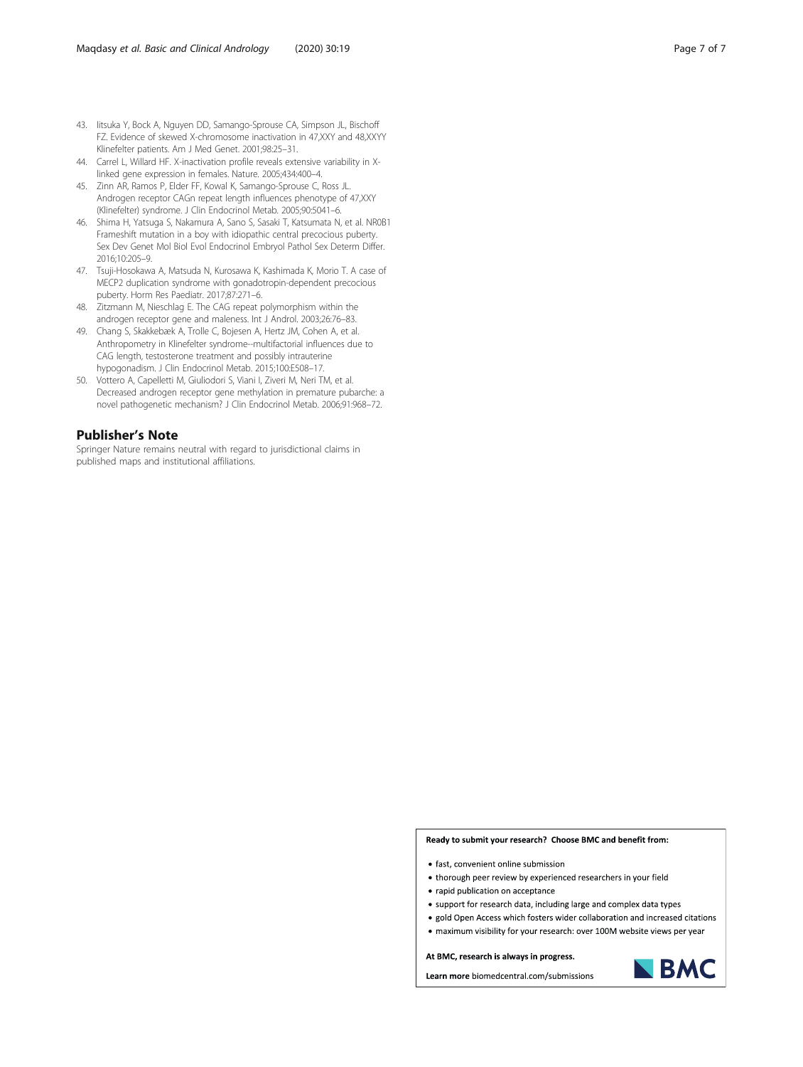43. Iitsuka Y, Bock A, Nguyen DD, Samango-Sprouse CA, Simpson JL, Bischoff FZ. Evidence of skewed X-chromosome inactivation in 47,XXY and 48,XXYY Klinefelter patients. Am J Med Genet. 2001;98:25–31.
44. Carrel L, Willard HF. X-inactivation profile reveals extensive variability in X-linked gene expression in females. Nature. 2005;434:400–4.
45. Zinn AR, Ramos P, Elder FF, Kowal K, Samango-Sprouse C, Ross JL. Androgen receptor CAGn repeat length influences phenotype of 47,XXY (Klinefelter) syndrome. J Clin Endocrinol Metab. 2005;90:5041–6.
46. Shima H, Yatsuga S, Nakamura A, Sano S, Sasaki T, Katsumata N, et al. NR0B1 Frameshift mutation in a boy with idiopathic central precocious puberty. Sex Dev Genet Mol Biol Evol Endocrinol Embryol Pathol Sex Determ Differ. 2016;10:205–9.
47. Tsuji-Hosokawa A, Matsuda N, Kurosawa K, Kashimada K, Morio T. A case of MECP2 duplication syndrome with gonadotropin-dependent precocious puberty. Horm Res Paediatr. 2017;87:271–6.
48. Zitzmann M, Nieschlag E. The CAG repeat polymorphism within the androgen receptor gene and maleness. Int J Androl. 2003;26:76–83.
49. Chang S, Skakkebæk A, Trolle C, Bojesen A, Hertz JM, Cohen A, et al. Anthropometry in Klinefelter syndrome--multifactorial influences due to CAG length, testosterone treatment and possibly intrauterine hypogonadism. J Clin Endocrinol Metab. 2015;100:E508–17.
50. Vottero A, Capelletti M, Giuliodori S, Viani I, Ziveri M, Neri TM, et al. Decreased androgen receptor gene methylation in premature pubarche: a novel pathogenetic mechanism? J Clin Endocrinol Metab. 2006;91:968–72.

## Publisher's Note

Springer Nature remains neutral with regard to jurisdictional claims in published maps and institutional affiliations.

**Ready to submit your research? Choose BMC and benefit from:**

- fast, convenient online submission
- thorough peer review by experienced researchers in your field
- rapid publication on acceptance
- support for research data, including large and complex data types
- gold Open Access which fosters wider collaboration and increased citations
- maximum visibility for your research: over 100M website views per year

**At BMC, research is always in progress.**

**Learn more** biomedcentral.com/submissions

BMC